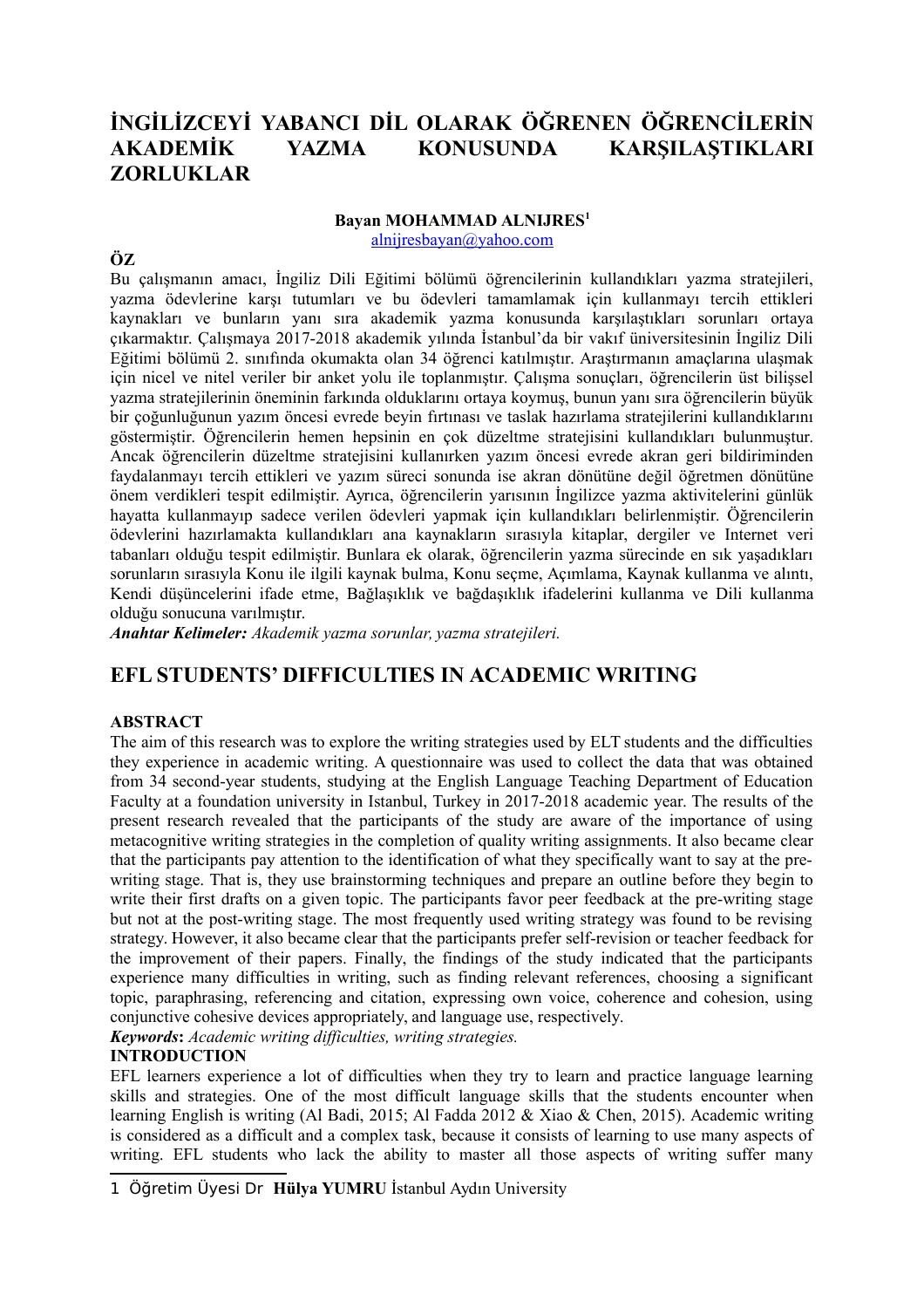# İNGİLİZCEYİ YABANCI DİL OLARAK ÖĞRENEN ÖĞRENCİLERİN AKADEMİK YAZMA KONUSUNDA KARŞILAŞTIKLARI ZORLUKLAR

**Bayan MOHAMMAD ALNIJRES[1]**

alnijresbayan@yahoo.com

**ÖZ**

Bu çalışmanın amacı, İngiliz Dili Eğitimi bölümü öğrencilerinin kullandıkları yazma stratejileri, yazma ödevlerine karşı tutumları ve bu ödevleri tamamlamak için kullanmayı tercih ettikleri kaynakları ve bunların yanı sıra akademik yazma konusunda karşılaştıkları sorunları ortaya çıkarmaktır. Çalışmaya 2017-2018 akademik yılında İstanbul'da bir vakıf üniversitesinin İngiliz Dili Eğitimi bölümü 2. sınıfında okumakta olan 34 öğrenci katılmıştır. Araştırmanın amaçlarına ulaşmak için nicel ve nitel veriler bir anket yolu ile toplanmıştır. Çalışma sonuçları, öğrencilerin üst bilişsel yazma stratejilerinin öneminin farkında olduklarını ortaya koymuş, bunun yanı sıra öğrencilerin büyük bir çoğunluğunun yazım öncesi evrede beyin fırtınası ve taslak hazırlama stratejilerini kullandıklarını göstermiştir. Öğrencilerin hemen hepsinin en çok düzeltme stratejisini kullandıkları bulunmuştur. Ancak öğrencilerin düzeltme stratejisini kullanırken yazım öncesi evrede akran geri bildiriminden faydalanmayı tercih ettikleri ve yazım süreci sonunda ise akran dönütüne değil öğretmen dönütüne önem verdikleri tespit edilmiştir. Ayrıca, öğrencilerin yarısının İngilizce yazma aktivitelerini günlük hayatta kullanmayıp sadece verilen ödevleri yapmak için kullandıkları belirlenmiştir. Öğrencilerin ödevlerini hazırlamakta kullandıkları ana kaynakların sırasıyla kitaplar, dergiler ve Internet veri tabanları olduğu tespit edilmiştir. Bunlara ek olarak, öğrencilerin yazma sürecinde en sık yaşadıkları sorunların sırasıyla Konu ile ilgili kaynak bulma, Konu seçme, Açımlama, Kaynak kullanma ve alıntı, Kendi düşüncelerini ifade etme, Bağlaşıklık ve bağdaşıklık ifadelerini kullanma ve Dili kullanma olduğu sonucuna varılmıştır.

***Anahtar Kelimeler:*** *Akademik yazma sorunlar, yazma stratejileri.*

# EFL STUDENTS' DIFFICULTIES IN ACADEMIC WRITING

**ABSTRACT**

The aim of this research was to explore the writing strategies used by ELT students and the difficulties they experience in academic writing. A questionnaire was used to collect the data that was obtained from 34 second-year students, studying at the English Language Teaching Department of Education Faculty at a foundation university in Istanbul, Turkey in 2017-2018 academic year. The results of the present research revealed that the participants of the study are aware of the importance of using metacognitive writing strategies in the completion of quality writing assignments. It also became clear that the participants pay attention to the identification of what they specifically want to say at the pre-writing stage. That is, they use brainstorming techniques and prepare an outline before they begin to write their first drafts on a given topic. The participants favor peer feedback at the pre-writing stage but not at the post-writing stage. The most frequently used writing strategy was found to be revising strategy. However, it also became clear that the participants prefer self-revision or teacher feedback for the improvement of their papers. Finally, the findings of the study indicated that the participants experience many difficulties in writing, such as finding relevant references, choosing a significant topic, paraphrasing, referencing and citation, expressing own voice, coherence and cohesion, using conjunctive cohesive devices appropriately, and language use, respectively.

***Keywords*****:** *Academic writing difficulties, writing strategies.*

**INTRODUCTION**

EFL learners experience a lot of difficulties when they try to learn and practice language learning skills and strategies. One of the most difficult language skills that the students encounter when learning English is writing (Al Badi, 2015; Al Fadda 2012 & Xiao & Chen, 2015). Academic writing is considered as a difficult and a complex task, because it consists of learning to use many aspects of writing. EFL students who lack the ability to master all those aspects of writing suffer many

---

[1] Öğretim Üyesi Dr **Hülya YUMRU** İstanbul Aydın University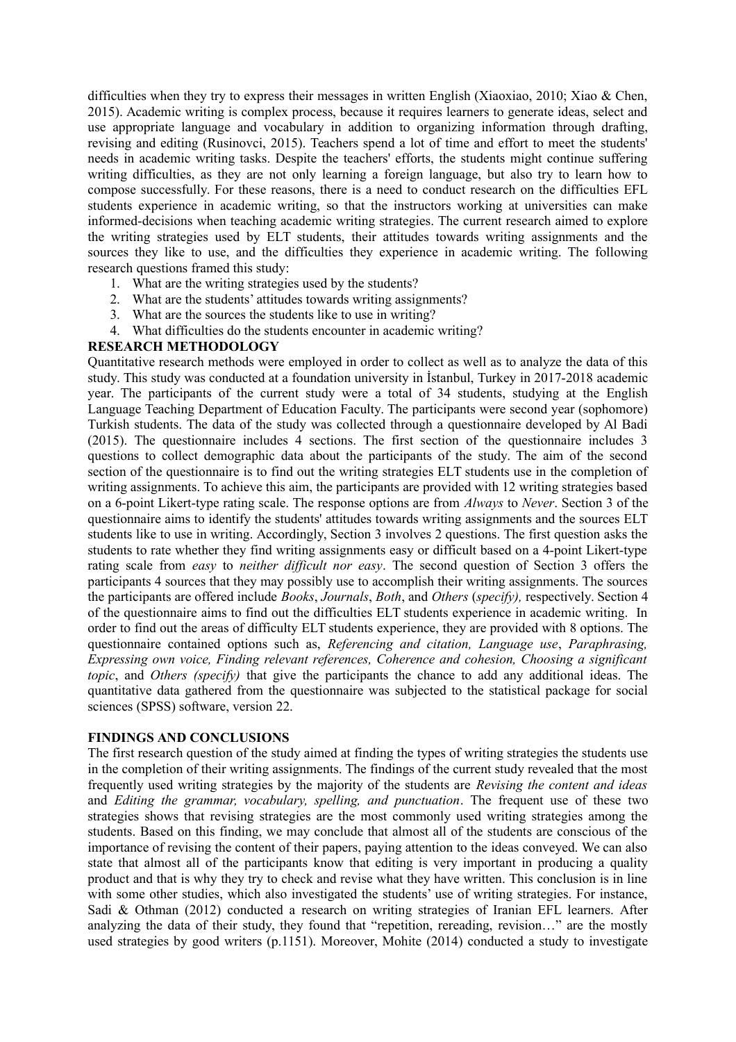difficulties when they try to express their messages in written English (Xiaoxiao, 2010; Xiao & Chen, 2015). Academic writing is complex process, because it requires learners to generate ideas, select and use appropriate language and vocabulary in addition to organizing information through drafting, revising and editing (Rusinovci, 2015). Teachers spend a lot of time and effort to meet the students' needs in academic writing tasks. Despite the teachers' efforts, the students might continue suffering writing difficulties, as they are not only learning a foreign language, but also try to learn how to compose successfully. For these reasons, there is a need to conduct research on the difficulties EFL students experience in academic writing, so that the instructors working at universities can make informed-decisions when teaching academic writing strategies. The current research aimed to explore the writing strategies used by ELT students, their attitudes towards writing assignments and the sources they like to use, and the difficulties they experience in academic writing. The following research questions framed this study:

1. What are the writing strategies used by the students?
2. What are the students' attitudes towards writing assignments?
3. What are the sources the students like to use in writing?
4. What difficulties do the students encounter in academic writing?

## RESEARCH METHODOLOGY

Quantitative research methods were employed in order to collect as well as to analyze the data of this study. This study was conducted at a foundation university in İstanbul, Turkey in 2017-2018 academic year. The participants of the current study were a total of 34 students, studying at the English Language Teaching Department of Education Faculty. The participants were second year (sophomore) Turkish students. The data of the study was collected through a questionnaire developed by Al Badi (2015). The questionnaire includes 4 sections. The first section of the questionnaire includes 3 questions to collect demographic data about the participants of the study. The aim of the second section of the questionnaire is to find out the writing strategies ELT students use in the completion of writing assignments. To achieve this aim, the participants are provided with 12 writing strategies based on a 6-point Likert-type rating scale. The response options are from *Always* to *Never*. Section 3 of the questionnaire aims to identify the students' attitudes towards writing assignments and the sources ELT students like to use in writing. Accordingly, Section 3 involves 2 questions. The first question asks the students to rate whether they find writing assignments easy or difficult based on a 4-point Likert-type rating scale from *easy* to *neither difficult nor easy*. The second question of Section 3 offers the participants 4 sources that they may possibly use to accomplish their writing assignments. The sources the participants are offered include *Books*, *Journals*, *Both*, and *Others* (*specify),* respectively. Section 4 of the questionnaire aims to find out the difficulties ELT students experience in academic writing. In order to find out the areas of difficulty ELT students experience, they are provided with 8 options. The questionnaire contained options such as, *Referencing and citation, Language use*, *Paraphrasing, Expressing own voice, Finding relevant references, Coherence and cohesion, Choosing a significant topic*, and *Others (specify)* that give the participants the chance to add any additional ideas. The quantitative data gathered from the questionnaire was subjected to the statistical package for social sciences (SPSS) software, version 22.

## FINDINGS AND CONCLUSIONS

The first research question of the study aimed at finding the types of writing strategies the students use in the completion of their writing assignments. The findings of the current study revealed that the most frequently used writing strategies by the majority of the students are *Revising the content and ideas* and *Editing the grammar, vocabulary, spelling, and punctuation*. The frequent use of these two strategies shows that revising strategies are the most commonly used writing strategies among the students. Based on this finding, we may conclude that almost all of the students are conscious of the importance of revising the content of their papers, paying attention to the ideas conveyed. We can also state that almost all of the participants know that editing is very important in producing a quality product and that is why they try to check and revise what they have written. This conclusion is in line with some other studies, which also investigated the students' use of writing strategies. For instance, Sadi & Othman (2012) conducted a research on writing strategies of Iranian EFL learners. After analyzing the data of their study, they found that "repetition, rereading, revision…" are the mostly used strategies by good writers (p.1151). Moreover, Mohite (2014) conducted a study to investigate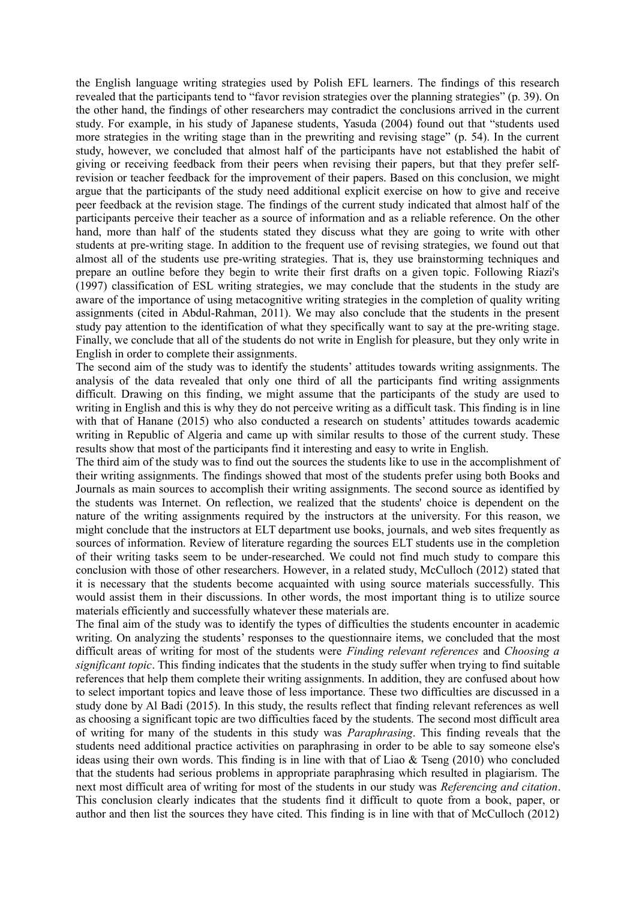the English language writing strategies used by Polish EFL learners. The findings of this research revealed that the participants tend to "favor revision strategies over the planning strategies" (p. 39). On the other hand, the findings of other researchers may contradict the conclusions arrived in the current study. For example, in his study of Japanese students, Yasuda (2004) found out that "students used more strategies in the writing stage than in the prewriting and revising stage" (p. 54). In the current study, however, we concluded that almost half of the participants have not established the habit of giving or receiving feedback from their peers when revising their papers, but that they prefer self-revision or teacher feedback for the improvement of their papers. Based on this conclusion, we might argue that the participants of the study need additional explicit exercise on how to give and receive peer feedback at the revision stage. The findings of the current study indicated that almost half of the participants perceive their teacher as a source of information and as a reliable reference. On the other hand, more than half of the students stated they discuss what they are going to write with other students at pre-writing stage. In addition to the frequent use of revising strategies, we found out that almost all of the students use pre-writing strategies. That is, they use brainstorming techniques and prepare an outline before they begin to write their first drafts on a given topic. Following Riazi's (1997) classification of ESL writing strategies, we may conclude that the students in the study are aware of the importance of using metacognitive writing strategies in the completion of quality writing assignments (cited in Abdul-Rahman, 2011). We may also conclude that the students in the present study pay attention to the identification of what they specifically want to say at the pre-writing stage. Finally, we conclude that all of the students do not write in English for pleasure, but they only write in English in order to complete their assignments.

The second aim of the study was to identify the students' attitudes towards writing assignments. The analysis of the data revealed that only one third of all the participants find writing assignments difficult. Drawing on this finding, we might assume that the participants of the study are used to writing in English and this is why they do not perceive writing as a difficult task. This finding is in line with that of Hanane (2015) who also conducted a research on students' attitudes towards academic writing in Republic of Algeria and came up with similar results to those of the current study. These results show that most of the participants find it interesting and easy to write in English.

The third aim of the study was to find out the sources the students like to use in the accomplishment of their writing assignments. The findings showed that most of the students prefer using both Books and Journals as main sources to accomplish their writing assignments. The second source as identified by the students was Internet. On reflection, we realized that the students' choice is dependent on the nature of the writing assignments required by the instructors at the university. For this reason, we might conclude that the instructors at ELT department use books, journals, and web sites frequently as sources of information. Review of literature regarding the sources ELT students use in the completion of their writing tasks seem to be under-researched. We could not find much study to compare this conclusion with those of other researchers. However, in a related study, McCulloch (2012) stated that it is necessary that the students become acquainted with using source materials successfully. This would assist them in their discussions. In other words, the most important thing is to utilize source materials efficiently and successfully whatever these materials are.

The final aim of the study was to identify the types of difficulties the students encounter in academic writing. On analyzing the students' responses to the questionnaire items, we concluded that the most difficult areas of writing for most of the students were *Finding relevant references* and *Choosing a significant topic*. This finding indicates that the students in the study suffer when trying to find suitable references that help them complete their writing assignments. In addition, they are confused about how to select important topics and leave those of less importance. These two difficulties are discussed in a study done by Al Badi (2015). In this study, the results reflect that finding relevant references as well as choosing a significant topic are two difficulties faced by the students. The second most difficult area of writing for many of the students in this study was *Paraphrasing*. This finding reveals that the students need additional practice activities on paraphrasing in order to be able to say someone else's ideas using their own words. This finding is in line with that of Liao & Tseng (2010) who concluded that the students had serious problems in appropriate paraphrasing which resulted in plagiarism. The next most difficult area of writing for most of the students in our study was *Referencing and citation*. This conclusion clearly indicates that the students find it difficult to quote from a book, paper, or author and then list the sources they have cited. This finding is in line with that of McCulloch (2012)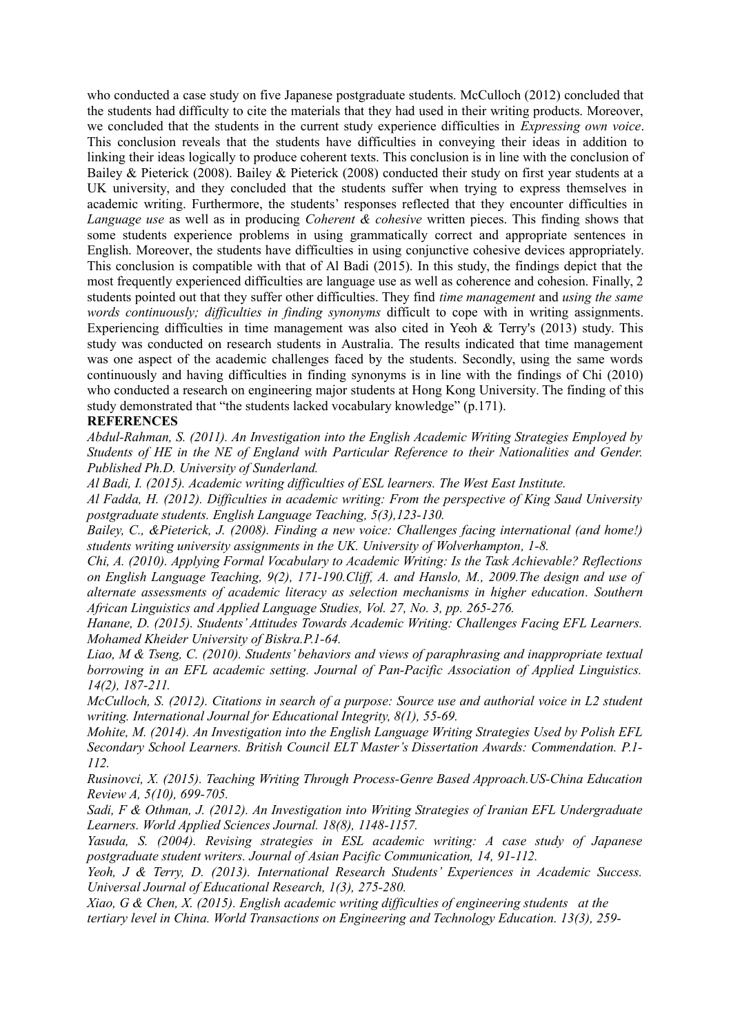who conducted a case study on five Japanese postgraduate students. McCulloch (2012) concluded that the students had difficulty to cite the materials that they had used in their writing products. Moreover, we concluded that the students in the current study experience difficulties in *Expressing own voice*. This conclusion reveals that the students have difficulties in conveying their ideas in addition to linking their ideas logically to produce coherent texts. This conclusion is in line with the conclusion of Bailey & Pieterick (2008). Bailey & Pieterick (2008) conducted their study on first year students at a UK university, and they concluded that the students suffer when trying to express themselves in academic writing. Furthermore, the students' responses reflected that they encounter difficulties in *Language use* as well as in producing *Coherent & cohesive* written pieces. This finding shows that some students experience problems in using grammatically correct and appropriate sentences in English. Moreover, the students have difficulties in using conjunctive cohesive devices appropriately. This conclusion is compatible with that of Al Badi (2015). In this study, the findings depict that the most frequently experienced difficulties are language use as well as coherence and cohesion. Finally, 2 students pointed out that they suffer other difficulties. They find *time management* and *using the same words continuously; difficulties in finding synonyms* difficult to cope with in writing assignments. Experiencing difficulties in time management was also cited in Yeoh & Terry's (2013) study. This study was conducted on research students in Australia. The results indicated that time management was one aspect of the academic challenges faced by the students. Secondly, using the same words continuously and having difficulties in finding synonyms is in line with the findings of Chi (2010) who conducted a research on engineering major students at Hong Kong University. The finding of this study demonstrated that "the students lacked vocabulary knowledge" (p.171).

**REFERENCES**

*Abdul-Rahman, S. (2011). An Investigation into the English Academic Writing Strategies Employed by Students of HE in the NE of England with Particular Reference to their Nationalities and Gender. Published Ph.D. University of Sunderland.*

*Al Badi, I. (2015). Academic writing difficulties of ESL learners. The West East Institute.*

*Al Fadda, H. (2012). Difficulties in academic writing: From the perspective of King Saud University postgraduate students. English Language Teaching, 5(3),123-130.*

*Bailey, C., &Pieterick, J. (2008). Finding a new voice: Challenges facing international (and home!) students writing university assignments in the UK. University of Wolverhampton, 1-8.*

*Chi, A. (2010). Applying Formal Vocabulary to Academic Writing: Is the Task Achievable? Reflections on English Language Teaching, 9(2), 171-190.Cliff, A. and Hanslo, M., 2009.The design and use of alternate assessments of academic literacy as selection mechanisms in higher education. Southern African Linguistics and Applied Language Studies, Vol. 27, No. 3, pp. 265-276.*

*Hanane, D. (2015). Students' Attitudes Towards Academic Writing: Challenges Facing EFL Learners. Mohamed Kheider University of Biskra.P.1-64.*

*Liao, M & Tseng, C. (2010). Students' behaviors and views of paraphrasing and inappropriate textual borrowing in an EFL academic setting. Journal of Pan-Pacific Association of Applied Linguistics. 14(2), 187-211.*

*McCulloch, S. (2012). Citations in search of a purpose: Source use and authorial voice in L2 student writing. International Journal for Educational Integrity, 8(1), 55-69.*

*Mohite, M. (2014). An Investigation into the English Language Writing Strategies Used by Polish EFL Secondary School Learners. British Council ELT Master's Dissertation Awards: Commendation. P.1-112.*

*Rusinovci, X. (2015). Teaching Writing Through Process-Genre Based Approach.US-China Education Review A, 5(10), 699-705.*

*Sadi, F & Othman, J. (2012). An Investigation into Writing Strategies of Iranian EFL Undergraduate Learners. World Applied Sciences Journal. 18(8), 1148-1157.*

*Yasuda, S. (2004). Revising strategies in ESL academic writing: A case study of Japanese postgraduate student writers. Journal of Asian Pacific Communication, 14, 91-112.*

*Yeoh, J & Terry, D. (2013). International Research Students' Experiences in Academic Success. Universal Journal of Educational Research, 1(3), 275-280.*

*Xiao, G & Chen, X. (2015). English academic writing difficulties of engineering students at the tertiary level in China. World Transactions on Engineering and Technology Education. 13(3), 259-*